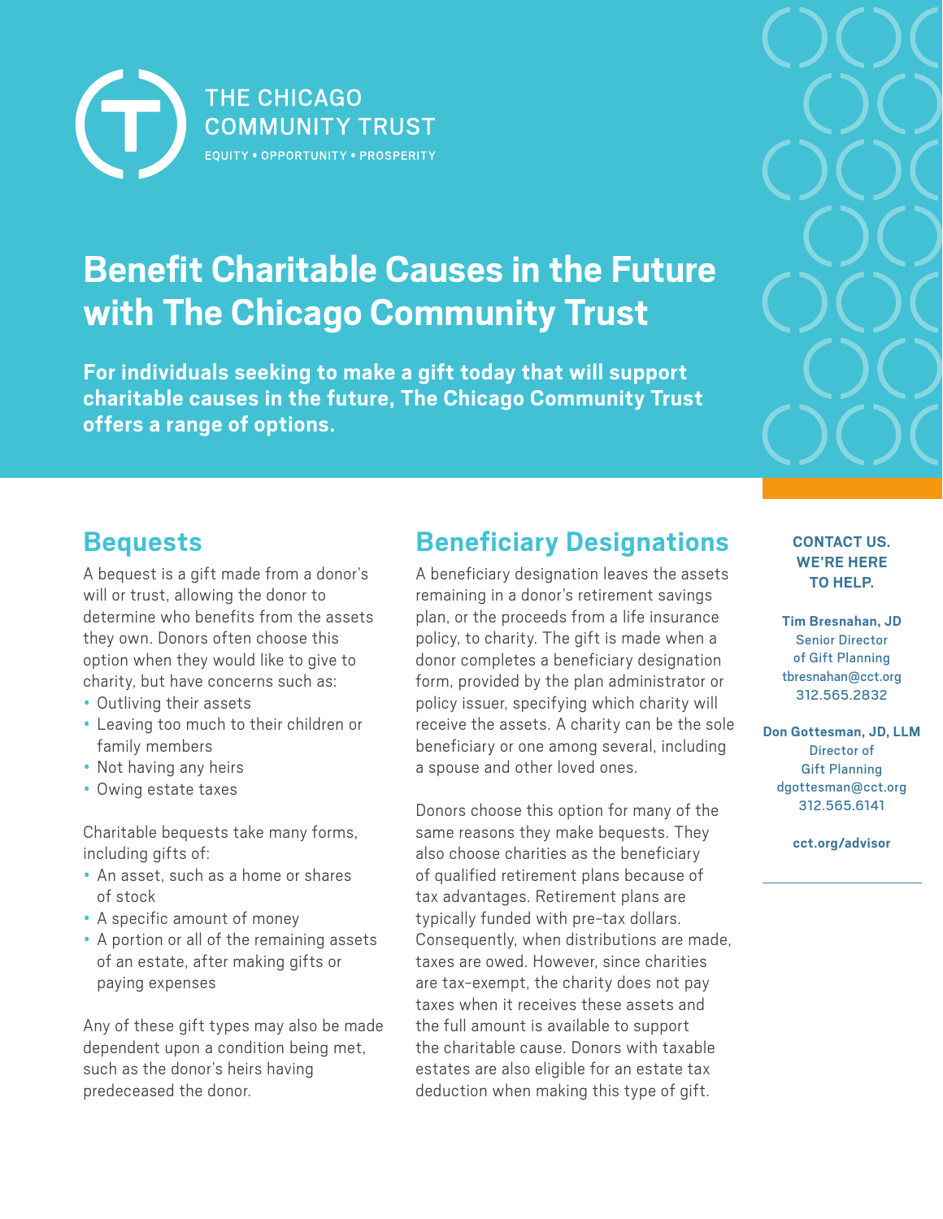THE CHICAGO COMMUNITY TRUST

EQUITY • OPPORTUNITY • PROSPERITY

# Benefit Charitable Causes in the Future with The Chicago Community Trust

**For individuals seeking to make a gift today that will support charitable causes in the future, The Chicago Community Trust offers a range of options.**

## Bequests

A bequest is a gift made from a donor's will or trust, allowing the donor to determine who benefits from the assets they own. Donors often choose this option when they would like to give to charity, but have concerns such as:

- Outliving their assets
- Leaving too much to their children or family members
- Not having any heirs
- Owing estate taxes

Charitable bequests take many forms, including gifts of:

- An asset, such as a home or shares of stock
- A specific amount of money
- A portion or all of the remaining assets of an estate, after making gifts or paying expenses

Any of these gift types may also be made dependent upon a condition being met, such as the donor's heirs having predeceased the donor.

## Beneficiary Designations

A beneficiary designation leaves the assets remaining in a donor's retirement savings plan, or the proceeds from a life insurance policy, to charity. The gift is made when a donor completes a beneficiary designation form, provided by the plan administrator or policy issuer, specifying which charity will receive the assets. A charity can be the sole beneficiary or one among several, including a spouse and other loved ones.

Donors choose this option for many of the same reasons they make bequests. They also choose charities as the beneficiary of qualified retirement plans because of tax advantages. Retirement plans are typically funded with pre-tax dollars. Consequently, when distributions are made, taxes are owed. However, since charities are tax-exempt, the charity does not pay taxes when it receives these assets and the full amount is available to support the charitable cause. Donors with taxable estates are also eligible for an estate tax deduction when making this type of gift.

**CONTACT US. WE'RE HERE TO HELP.**

**Tim Bresnahan, JD**
Senior Director of Gift Planning
tbresnahan@cct.org
312.565.2832

**Don Gottesman, JD, LLM**
Director of Gift Planning
dgottesman@cct.org
312.565.6141

**cct.org/advisor**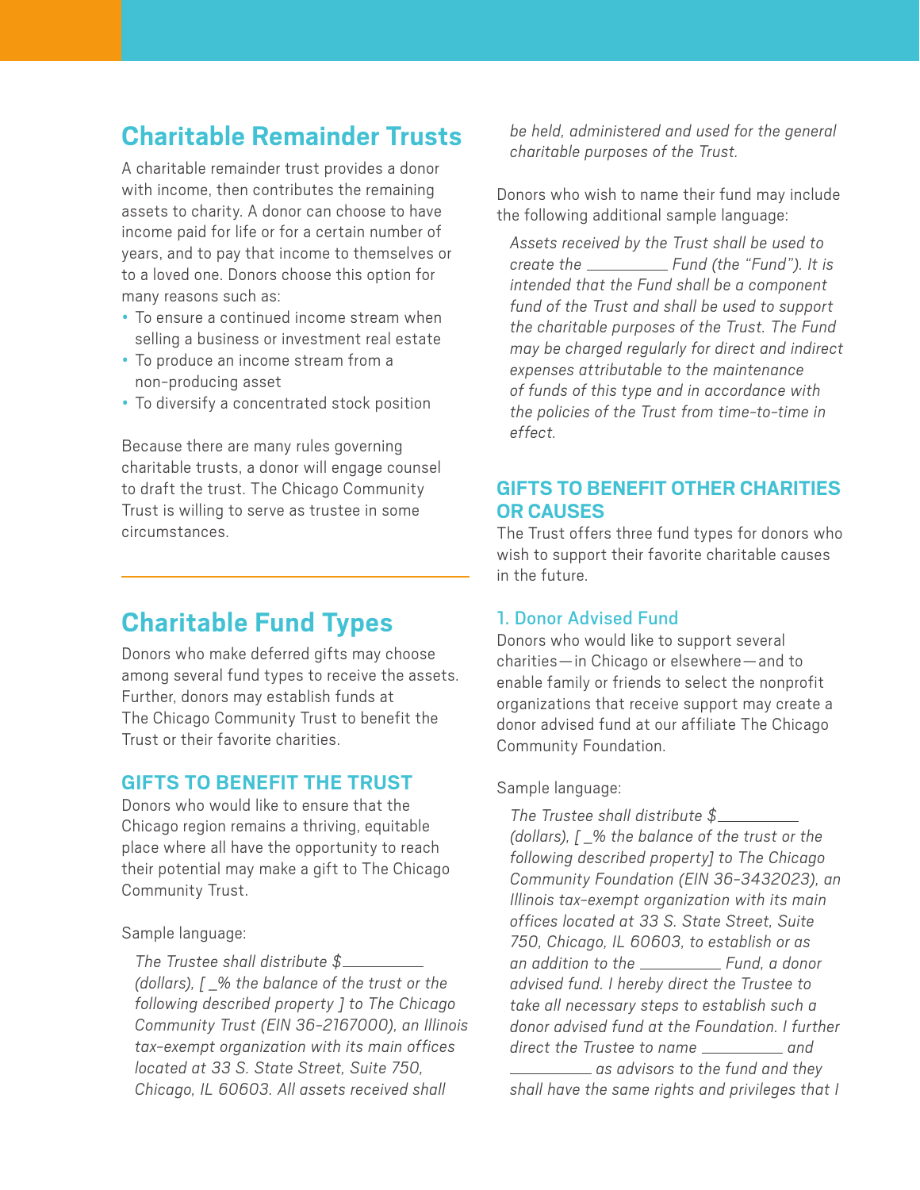## Charitable Remainder Trusts

A charitable remainder trust provides a donor with income, then contributes the remaining assets to charity. A donor can choose to have income paid for life or for a certain number of years, and to pay that income to themselves or to a loved one. Donors choose this option for many reasons such as:

- To ensure a continued income stream when selling a business or investment real estate
- To produce an income stream from a non-producing asset
- To diversify a concentrated stock position

Because there are many rules governing charitable trusts, a donor will engage counsel to draft the trust. The Chicago Community Trust is willing to serve as trustee in some circumstances.

## Charitable Fund Types

Donors who make deferred gifts may choose among several fund types to receive the assets. Further, donors may establish funds at The Chicago Community Trust to benefit the Trust or their favorite charities.

### GIFTS TO BENEFIT THE TRUST

Donors who would like to ensure that the Chicago region remains a thriving, equitable place where all have the opportunity to reach their potential may make a gift to The Chicago Community Trust.

Sample language:

*The Trustee shall distribute $__________ (dollars), [ _% the balance of the trust or the following described property ] to The Chicago Community Trust (EIN 36-2167000), an Illinois tax-exempt organization with its main offices located at 33 S. State Street, Suite 750, Chicago, IL 60603. All assets received shall be held, administered and used for the general charitable purposes of the Trust.*

Donors who wish to name their fund may include the following additional sample language:

*Assets received by the Trust shall be used to create the __________ Fund (the "Fund"). It is intended that the Fund shall be a component fund of the Trust and shall be used to support the charitable purposes of the Trust. The Fund may be charged regularly for direct and indirect expenses attributable to the maintenance of funds of this type and in accordance with the policies of the Trust from time-to-time in effect.*

### GIFTS TO BENEFIT OTHER CHARITIES OR CAUSES

The Trust offers three fund types for donors who wish to support their favorite charitable causes in the future.

#### 1. Donor Advised Fund

Donors who would like to support several charities—in Chicago or elsewhere—and to enable family or friends to select the nonprofit organizations that receive support may create a donor advised fund at our affiliate The Chicago Community Foundation.

Sample language:

*The Trustee shall distribute $__________ (dollars), [ _% the balance of the trust or the following described property] to The Chicago Community Foundation (EIN 36-3432023), an Illinois tax-exempt organization with its main offices located at 33 S. State Street, Suite 750, Chicago, IL 60603, to establish or as an addition to the __________ Fund, a donor advised fund. I hereby direct the Trustee to take all necessary steps to establish such a donor advised fund at the Foundation. I further direct the Trustee to name __________ and __________ as advisors to the fund and they shall have the same rights and privileges that I*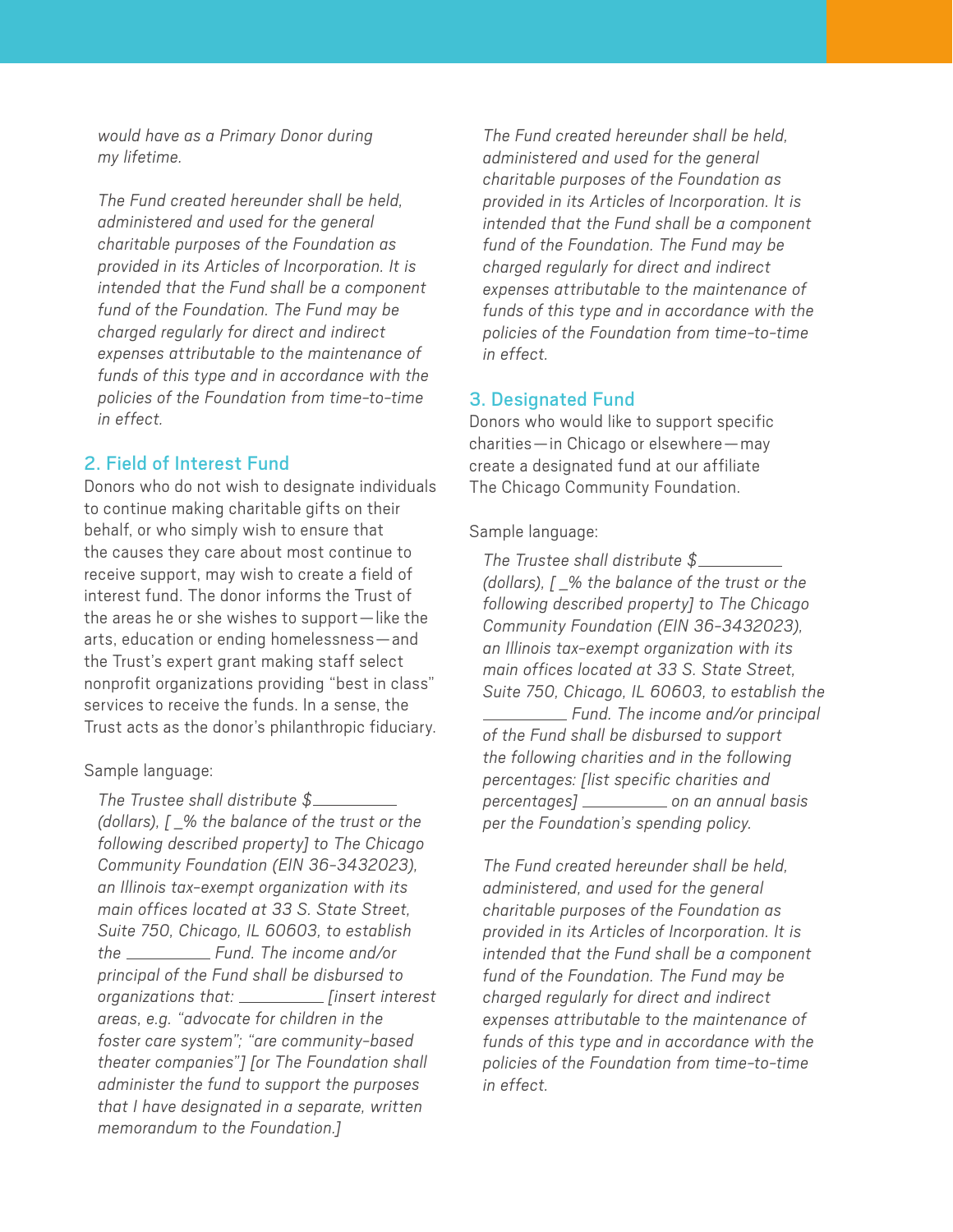*would have as a Primary Donor during my lifetime.*

*The Fund created hereunder shall be held, administered and used for the general charitable purposes of the Foundation as provided in its Articles of Incorporation. It is intended that the Fund shall be a component fund of the Foundation. The Fund may be charged regularly for direct and indirect expenses attributable to the maintenance of funds of this type and in accordance with the policies of the Foundation from time-to-time in effect.*

## 2. Field of Interest Fund

Donors who do not wish to designate individuals to continue making charitable gifts on their behalf, or who simply wish to ensure that the causes they care about most continue to receive support, may wish to create a field of interest fund. The donor informs the Trust of the areas he or she wishes to support—like the arts, education or ending homelessness—and the Trust's expert grant making staff select nonprofit organizations providing "best in class" services to receive the funds. In a sense, the Trust acts as the donor's philanthropic fiduciary.

Sample language:

*The Trustee shall distribute $__________ (dollars), [ _% the balance of the trust or the following described property] to The Chicago Community Foundation (EIN 36-3432023), an Illinois tax-exempt organization with its main offices located at 33 S. State Street, Suite 750, Chicago, IL 60603, to establish the __________ Fund. The income and/or principal of the Fund shall be disbursed to organizations that: __________ [insert interest areas, e.g. "advocate for children in the foster care system"; "are community-based theater companies"] [or The Foundation shall administer the fund to support the purposes that I have designated in a separate, written memorandum to the Foundation.]*

*The Fund created hereunder shall be held, administered and used for the general charitable purposes of the Foundation as provided in its Articles of Incorporation. It is intended that the Fund shall be a component fund of the Foundation. The Fund may be charged regularly for direct and indirect expenses attributable to the maintenance of funds of this type and in accordance with the policies of the Foundation from time-to-time in effect.*

## 3. Designated Fund

Donors who would like to support specific charities—in Chicago or elsewhere—may create a designated fund at our affiliate The Chicago Community Foundation.

Sample language:

*The Trustee shall distribute $__________ (dollars), [ _% the balance of the trust or the following described property] to The Chicago Community Foundation (EIN 36-3432023), an Illinois tax-exempt organization with its main offices located at 33 S. State Street, Suite 750, Chicago, IL 60603, to establish the __________ Fund. The income and/or principal of the Fund shall be disbursed to support the following charities and in the following percentages: [list specific charities and percentages] __________ on an annual basis per the Foundation's spending policy.*

*The Fund created hereunder shall be held, administered, and used for the general charitable purposes of the Foundation as provided in its Articles of Incorporation. It is intended that the Fund shall be a component fund of the Foundation. The Fund may be charged regularly for direct and indirect expenses attributable to the maintenance of funds of this type and in accordance with the policies of the Foundation from time-to-time in effect.*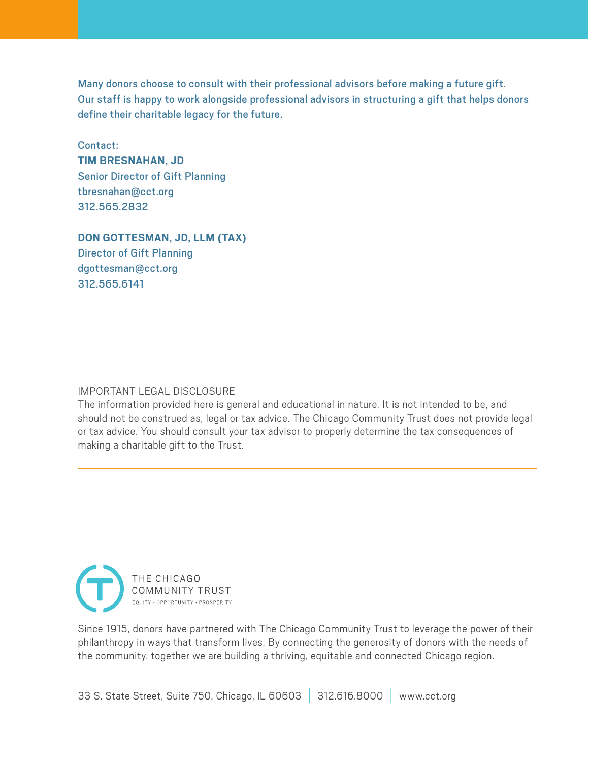Many donors choose to consult with their professional advisors before making a future gift. Our staff is happy to work alongside professional advisors in structuring a gift that helps donors define their charitable legacy for the future.

Contact:
**TIM BRESNAHAN, JD**
Senior Director of Gift Planning
tbresnahan@cct.org
312.565.2832

**DON GOTTESMAN, JD, LLM (TAX)**
Director of Gift Planning
dgottesman@cct.org
312.565.6141

---

IMPORTANT LEGAL DISCLOSURE
The information provided here is general and educational in nature. It is not intended to be, and should not be construed as, legal or tax advice. The Chicago Community Trust does not provide legal or tax advice. You should consult your tax advisor to properly determine the tax consequences of making a charitable gift to the Trust.

---

THE CHICAGO COMMUNITY TRUST
EQUITY • OPPORTUNITY • PROSPERITY

Since 1915, donors have partnered with The Chicago Community Trust to leverage the power of their philanthropy in ways that transform lives. By connecting the generosity of donors with the needs of the community, together we are building a thriving, equitable and connected Chicago region.

33 S. State Street, Suite 750, Chicago, IL 60603 | 312.616.8000 | www.cct.org